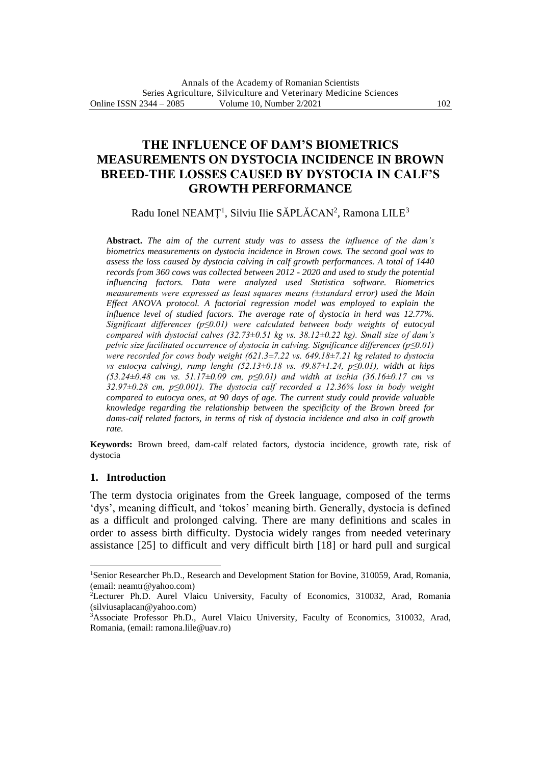# THE INFLUENCE OF DAM'S BIOMETRICS MEASUREMENTS ON DYSTOCIA INCIDENCE IN BROWN BREED-THE LOSSES CAUSED BY DYSTOCIA IN CALF'S GROWTH PERFORMANCE

Radu Ionel NEAMȚ[1], Silviu Ilie SĂPLĂCAN[2], Ramona LILE[3]

**Abstract.** *The aim of the current study was to assess the influence of the dam's biometrics measurements on dystocia incidence in Brown cows. The second goal was to assess the loss caused by dystocia calving in calf growth performances. A total of 1440 records from 360 cows was collected between 2012 - 2020 and used to study the potential influencing factors. Data were analyzed used Statistica software. Biometrics measurements were expressed as least squares means (±standard error) used the Main Effect ANOVA protocol. A factorial regression model was employed to explain the influence level of studied factors. The average rate of dystocia in herd was 12.77%. Significant differences ($p \leq 0.01$) were calculated between body weights of eutocyal compared with dystocial calves (32.73±0.51 kg vs. 38.12±0.22 kg). Small size of dam's pelvic size facilitated occurrence of dystocia in calving. Significance differences ($p \leq 0.01$) were recorded for cows body weight (621.3±7.22 vs. 649.18±7.21 kg related to dystocia vs eutocya calving), rump lenght (52.13±0.18 vs. 49.87±1.24, $p \leq 0.01$), width at hips (53.24±0.48 cm vs. 51.17±0.09 cm, $p \leq 0.01$) and width at ischia (36.16±0.17 cm vs 32.97±0.28 cm, $p \leq 0.001$). The dystocia calf recorded a 12.36% loss in body weight compared to eutocya ones, at 90 days of age. The current study could provide valuable knowledge regarding the relationship between the specificity of the Brown breed for dams-calf related factors, in terms of risk of dystocia incidence and also in calf growth rate.*

**Keywords:** Brown breed, dam-calf related factors, dystocia incidence, growth rate, risk of dystocia

## 1. Introduction

The term dystocia originates from the Greek language, composed of the terms 'dys', meaning difficult, and 'tokos' meaning birth. Generally, dystocia is defined as a difficult and prolonged calving. There are many definitions and scales in order to assess birth difficulty. Dystocia widely ranges from needed veterinary assistance [25] to difficult and very difficult birth [18] or hard pull and surgical

---

[1]Senior Researcher Ph.D., Research and Development Station for Bovine, 310059, Arad, Romania, (email: neamtr@yahoo.com)

[2]Lecturer Ph.D. Aurel Vlaicu University, Faculty of Economics, 310032, Arad, Romania (silviusaplacan@yahoo.com)

[3]Associate Professor Ph.D., Aurel Vlaicu University, Faculty of Economics, 310032, Arad, Romania, (email: ramona.lile@uav.ro)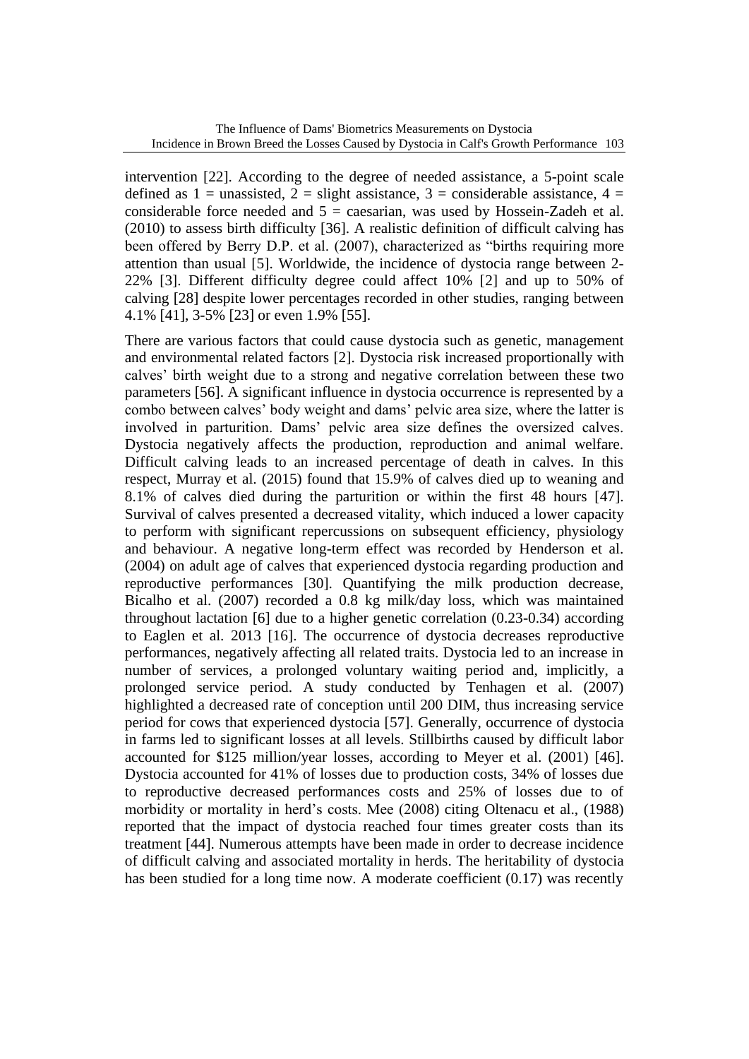intervention [22]. According to the degree of needed assistance, a 5-point scale defined as 1 = unassisted, 2 = slight assistance, 3 = considerable assistance, 4 = considerable force needed and 5 = caesarian, was used by Hossein-Zadeh et al. (2010) to assess birth difficulty [36]. A realistic definition of difficult calving has been offered by Berry D.P. et al. (2007), characterized as "births requiring more attention than usual [5]. Worldwide, the incidence of dystocia range between 2-22% [3]. Different difficulty degree could affect 10% [2] and up to 50% of calving [28] despite lower percentages recorded in other studies, ranging between 4.1% [41], 3-5% [23] or even 1.9% [55].

There are various factors that could cause dystocia such as genetic, management and environmental related factors [2]. Dystocia risk increased proportionally with calves' birth weight due to a strong and negative correlation between these two parameters [56]. A significant influence in dystocia occurrence is represented by a combo between calves' body weight and dams' pelvic area size, where the latter is involved in parturition. Dams' pelvic area size defines the oversized calves. Dystocia negatively affects the production, reproduction and animal welfare. Difficult calving leads to an increased percentage of death in calves. In this respect, Murray et al. (2015) found that 15.9% of calves died up to weaning and 8.1% of calves died during the parturition or within the first 48 hours [47]. Survival of calves presented a decreased vitality, which induced a lower capacity to perform with significant repercussions on subsequent efficiency, physiology and behaviour. A negative long-term effect was recorded by Henderson et al. (2004) on adult age of calves that experienced dystocia regarding production and reproductive performances [30]. Quantifying the milk production decrease, Bicalho et al. (2007) recorded a 0.8 kg milk/day loss, which was maintained throughout lactation [6] due to a higher genetic correlation (0.23-0.34) according to Eaglen et al. 2013 [16]. The occurrence of dystocia decreases reproductive performances, negatively affecting all related traits. Dystocia led to an increase in number of services, a prolonged voluntary waiting period and, implicitly, a prolonged service period. A study conducted by Tenhagen et al. (2007) highlighted a decreased rate of conception until 200 DIM, thus increasing service period for cows that experienced dystocia [57]. Generally, occurrence of dystocia in farms led to significant losses at all levels. Stillbirths caused by difficult labor accounted for $125 million/year losses, according to Meyer et al. (2001) [46]. Dystocia accounted for 41% of losses due to production costs, 34% of losses due to reproductive decreased performances costs and 25% of losses due to of morbidity or mortality in herd's costs. Mee (2008) citing Oltenacu et al., (1988) reported that the impact of dystocia reached four times greater costs than its treatment [44]. Numerous attempts have been made in order to decrease incidence of difficult calving and associated mortality in herds. The heritability of dystocia has been studied for a long time now. A moderate coefficient (0.17) was recently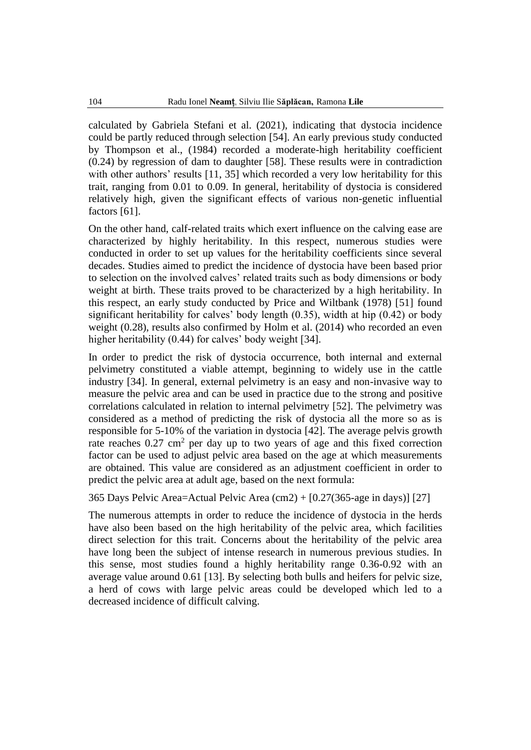calculated by Gabriela Stefani et al. (2021), indicating that dystocia incidence could be partly reduced through selection [54]. An early previous study conducted by Thompson et al., (1984) recorded a moderate-high heritability coefficient (0.24) by regression of dam to daughter [58]. These results were in contradiction with other authors' results [11, 35] which recorded a very low heritability for this trait, ranging from 0.01 to 0.09. In general, heritability of dystocia is considered relatively high, given the significant effects of various non-genetic influential factors [61].

On the other hand, calf-related traits which exert influence on the calving ease are characterized by highly heritability. In this respect, numerous studies were conducted in order to set up values for the heritability coefficients since several decades. Studies aimed to predict the incidence of dystocia have been based prior to selection on the involved calves' related traits such as body dimensions or body weight at birth. These traits proved to be characterized by a high heritability. In this respect, an early study conducted by Price and Wiltbank (1978) [51] found significant heritability for calves' body length (0.35), width at hip (0.42) or body weight (0.28), results also confirmed by Holm et al. (2014) who recorded an even higher heritability (0.44) for calves' body weight [34].

In order to predict the risk of dystocia occurrence, both internal and external pelvimetry constituted a viable attempt, beginning to widely use in the cattle industry [34]. In general, external pelvimetry is an easy and non-invasive way to measure the pelvic area and can be used in practice due to the strong and positive correlations calculated in relation to internal pelvimetry [52]. The pelvimetry was considered as a method of predicting the risk of dystocia all the more so as is responsible for 5-10% of the variation in dystocia [42]. The average pelvis growth rate reaches 0.27 $cm^2$ per day up to two years of age and this fixed correction factor can be used to adjust pelvic area based on the age at which measurements are obtained. This value are considered as an adjustment coefficient in order to predict the pelvic area at adult age, based on the next formula:

365 Days Pelvic Area=Actual Pelvic Area (cm2) + [0.27(365-age in days)] [27]

The numerous attempts in order to reduce the incidence of dystocia in the herds have also been based on the high heritability of the pelvic area, which facilities direct selection for this trait. Concerns about the heritability of the pelvic area have long been the subject of intense research in numerous previous studies. In this sense, most studies found a highly heritability range 0.36-0.92 with an average value around 0.61 [13]. By selecting both bulls and heifers for pelvic size, a herd of cows with large pelvic areas could be developed which led to a decreased incidence of difficult calving.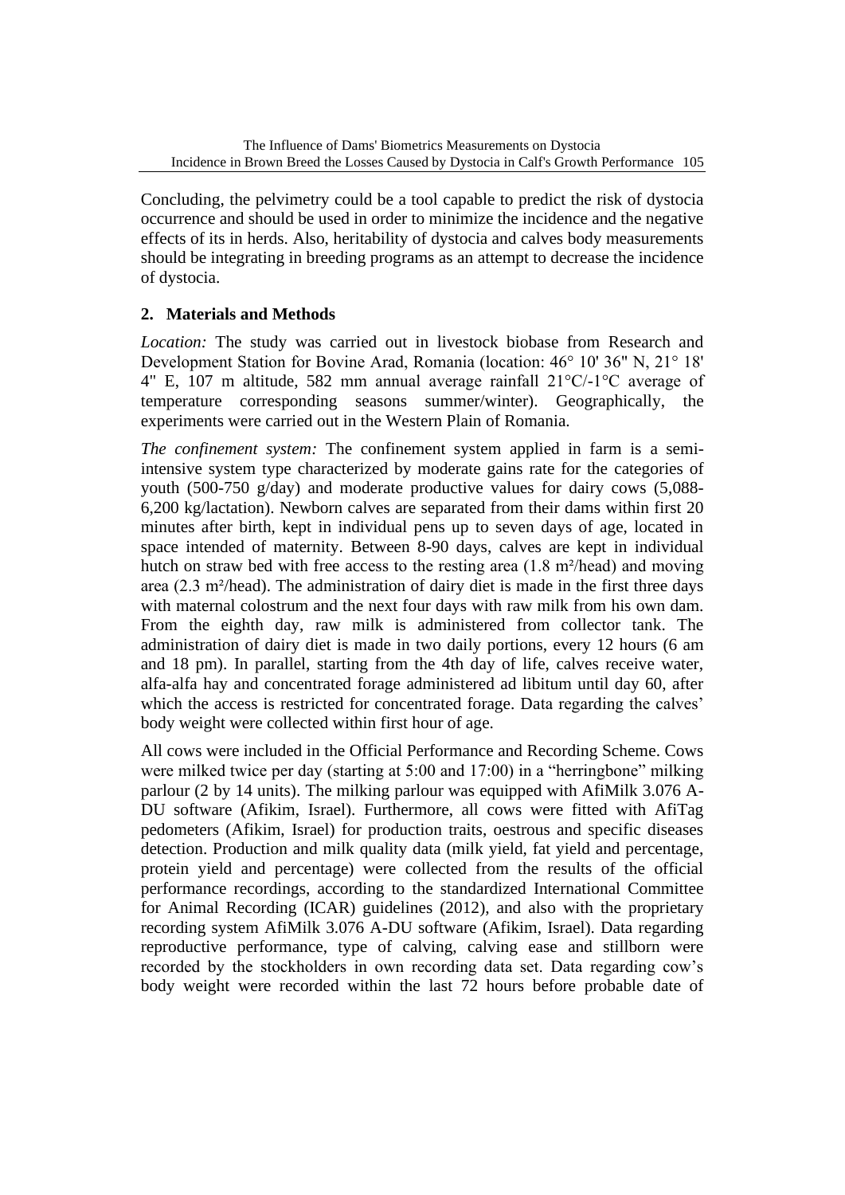Concluding, the pelvimetry could be a tool capable to predict the risk of dystocia occurrence and should be used in order to minimize the incidence and the negative effects of its in herds. Also, heritability of dystocia and calves body measurements should be integrating in breeding programs as an attempt to decrease the incidence of dystocia.

## 2. Materials and Methods

*Location:* The study was carried out in livestock biobase from Research and Development Station for Bovine Arad, Romania (location: 46° 10' 36" N, 21° 18' 4" E, 107 m altitude, 582 mm annual average rainfall 21°C/-1°C average of temperature corresponding seasons summer/winter). Geographically, the experiments were carried out in the Western Plain of Romania.

*The confinement system:* The confinement system applied in farm is a semi-intensive system type characterized by moderate gains rate for the categories of youth (500-750 g/day) and moderate productive values for dairy cows (5,088-6,200 kg/lactation). Newborn calves are separated from their dams within first 20 minutes after birth, kept in individual pens up to seven days of age, located in space intended of maternity. Between 8-90 days, calves are kept in individual hutch on straw bed with free access to the resting area (1.8 m²/head) and moving area (2.3 m²/head). The administration of dairy diet is made in the first three days with maternal colostrum and the next four days with raw milk from his own dam. From the eighth day, raw milk is administered from collector tank. The administration of dairy diet is made in two daily portions, every 12 hours (6 am and 18 pm). In parallel, starting from the 4th day of life, calves receive water, alfa-alfa hay and concentrated forage administered ad libitum until day 60, after which the access is restricted for concentrated forage. Data regarding the calves' body weight were collected within first hour of age.

All cows were included in the Official Performance and Recording Scheme. Cows were milked twice per day (starting at 5:00 and 17:00) in a "herringbone" milking parlour (2 by 14 units). The milking parlour was equipped with AfiMilk 3.076 A-DU software (Afikim, Israel). Furthermore, all cows were fitted with AfiTag pedometers (Afikim, Israel) for production traits, oestrous and specific diseases detection. Production and milk quality data (milk yield, fat yield and percentage, protein yield and percentage) were collected from the results of the official performance recordings, according to the standardized International Committee for Animal Recording (ICAR) guidelines (2012), and also with the proprietary recording system AfiMilk 3.076 A-DU software (Afikim, Israel). Data regarding reproductive performance, type of calving, calving ease and stillborn were recorded by the stockholders in own recording data set. Data regarding cow's body weight were recorded within the last 72 hours before probable date of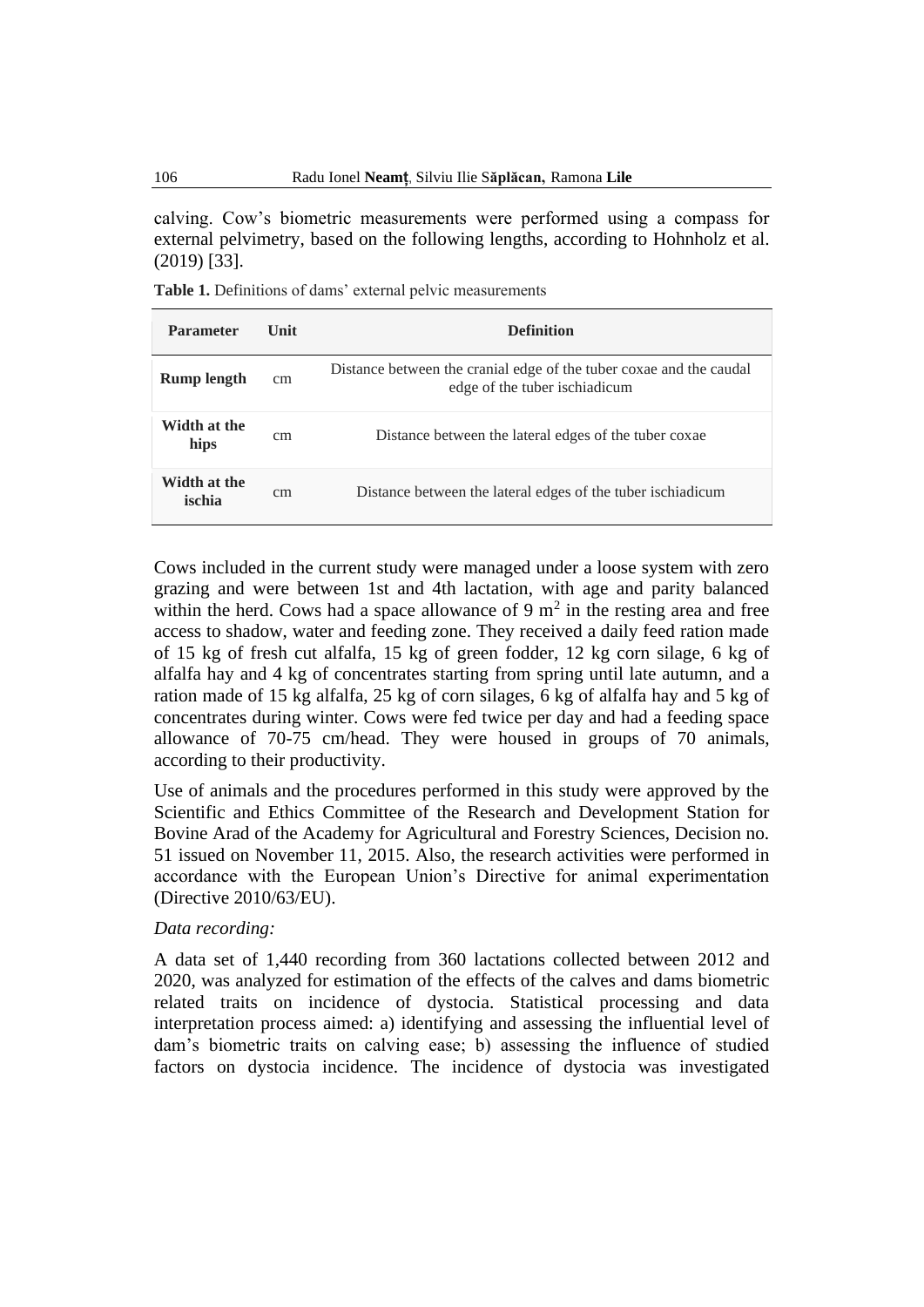calving. Cow's biometric measurements were performed using a compass for external pelvimetry, based on the following lengths, according to Hohnholz et al. (2019) [33].

**Table 1.** Definitions of dams' external pelvic measurements

| Parameter | Unit | Definition |
|---|---|---|
| **Rump length** | cm | Distance between the cranial edge of the tuber coxae and the caudal edge of the tuber ischiadicum |
| **Width at the hips** | cm | Distance between the lateral edges of the tuber coxae |
| **Width at the ischia** | cm | Distance between the lateral edges of the tuber ischiadicum |

Cows included in the current study were managed under a loose system with zero grazing and were between 1st and 4th lactation, with age and parity balanced within the herd. Cows had a space allowance of 9 $m^2$ in the resting area and free access to shadow, water and feeding zone. They received a daily feed ration made of 15 kg of fresh cut alfalfa, 15 kg of green fodder, 12 kg corn silage, 6 kg of alfalfa hay and 4 kg of concentrates starting from spring until late autumn, and a ration made of 15 kg alfalfa, 25 kg of corn silages, 6 kg of alfalfa hay and 5 kg of concentrates during winter. Cows were fed twice per day and had a feeding space allowance of 70-75 cm/head. They were housed in groups of 70 animals, according to their productivity.

Use of animals and the procedures performed in this study were approved by the Scientific and Ethics Committee of the Research and Development Station for Bovine Arad of the Academy for Agricultural and Forestry Sciences, Decision no. 51 issued on November 11, 2015. Also, the research activities were performed in accordance with the European Union's Directive for animal experimentation (Directive 2010/63/EU).

*Data recording:*

A data set of 1,440 recording from 360 lactations collected between 2012 and 2020, was analyzed for estimation of the effects of the calves and dams biometric related traits on incidence of dystocia. Statistical processing and data interpretation process aimed: a) identifying and assessing the influential level of dam's biometric traits on calving ease; b) assessing the influence of studied factors on dystocia incidence. The incidence of dystocia was investigated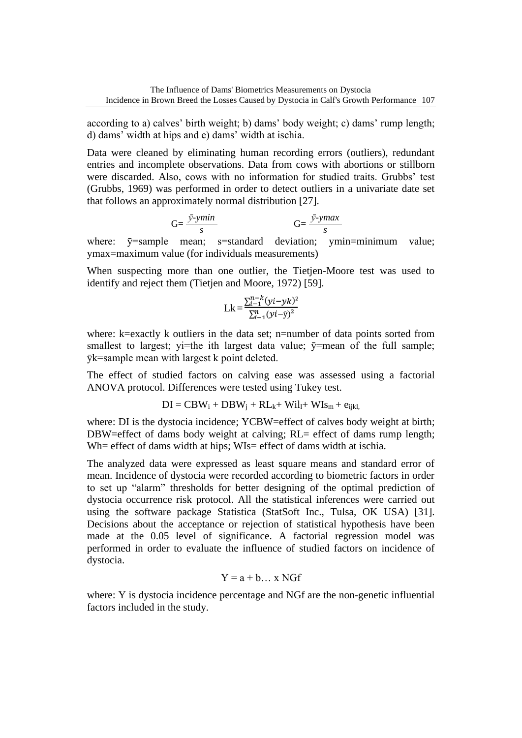according to a) calves' birth weight; b) dams' body weight; c) dams' rump length; d) dams' width at hips and e) dams' width at ischia.

Data were cleaned by eliminating human recording errors (outliers), redundant entries and incomplete observations. Data from cows with abortions or stillborn were discarded. Also, cows with no information for studied traits. Grubbs' test (Grubbs, 1969) was performed in order to detect outliers in a univariate date set that follows an approximately normal distribution [27].

$$G = \frac{\bar{y} - ymin}{s} \qquad\qquad G = \frac{\bar{y} - ymax}{s}$$

where: ȳ=sample mean; s=standard deviation; ymin=minimum value; ymax=maximum value (for individuals measurements)

When suspecting more than one outlier, the Tietjen-Moore test was used to identify and reject them (Tietjen and Moore, 1972) [59].

$$Lk = \frac{\sum_{i-1}^{n-k}(yi - yk)^2}{\sum_{i-1}^{n}(yi - \bar{y})^2}$$

where: k=exactly k outliers in the data set; n=number of data points sorted from smallest to largest; yi=the ith largest data value; ȳ=mean of the full sample; ȳk=sample mean with largest k point deleted.

The effect of studied factors on calving ease was assessed using a factorial ANOVA protocol. Differences were tested using Tukey test.

$$DI = CBW_i + DBW_j + RL_k + Wil_l + WIs_m + e_{ijkl,}$$

where: DI is the dystocia incidence; YCBW=effect of calves body weight at birth; DBW=effect of dams body weight at calving; RL= effect of dams rump length; Wh= effect of dams width at hips; WIs= effect of dams width at ischia.

The analyzed data were expressed as least square means and standard error of mean. Incidence of dystocia were recorded according to biometric factors in order to set up "alarm" thresholds for better designing of the optimal prediction of dystocia occurrence risk protocol. All the statistical inferences were carried out using the software package Statistica (StatSoft Inc., Tulsa, OK USA) [31]. Decisions about the acceptance or rejection of statistical hypothesis have been made at the 0.05 level of significance. A factorial regression model was performed in order to evaluate the influence of studied factors on incidence of dystocia.

$$Y = a + b\ldots \text{ x } NGf$$

where: Y is dystocia incidence percentage and NGf are the non-genetic influential factors included in the study.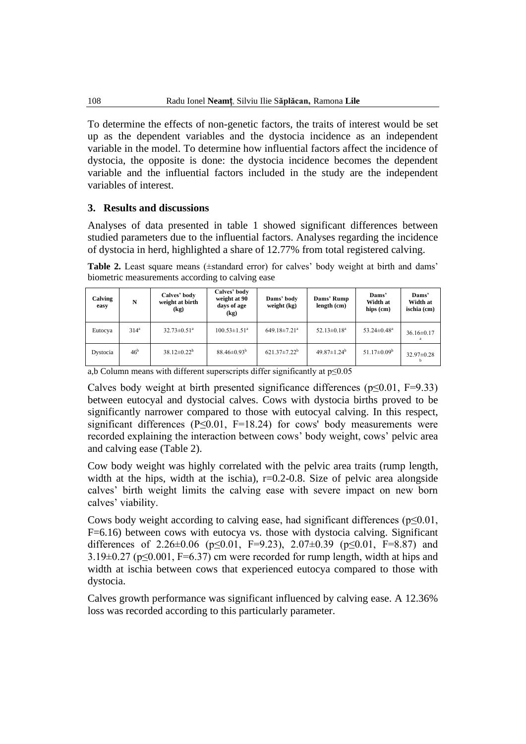To determine the effects of non-genetic factors, the traits of interest would be set up as the dependent variables and the dystocia incidence as an independent variable in the model. To determine how influential factors affect the incidence of dystocia, the opposite is done: the dystocia incidence becomes the dependent variable and the influential factors included in the study are the independent variables of interest.

## 3. Results and discussions

Analyses of data presented in table 1 showed significant differences between studied parameters due to the influential factors. Analyses regarding the incidence of dystocia in herd, highlighted a share of 12.77% from total registered calving.

**Table 2.** Least square means (±standard error) for calves' body weight at birth and dams' biometric measurements according to calving ease

| Calving easy | N | Calves' body weight at birth (kg) | Calves' body weight at 90 days of age (kg) | Dams' body weight (kg) | Dams' Rump length (cm) | Dams' Width at hips (cm) | Dams' Width at ischia (cm) |
|---|---|---|---|---|---|---|---|
| Eutocya | 314[a] | 32.73±0.51[a] | 100.53±1.51[a] | 649.18±7.21[a] | 52.13±0.18[a] | 53.24±0.48[a] | 36.16±0.17[a] |
| Dystocia | 46[b] | 38.12±0.22[b] | 88.46±0.93[b] | 621.37±7.22[b] | 49.87±1.24[b] | 51.17±0.09[b] | 32.97±0.28[b] |

a,b Column means with different superscripts differ significantly at $p \leq 0.05$

Calves body weight at birth presented significance differences ($p \leq 0.01$, $F=9.33$) between eutocyal and dystocial calves. Cows with dystocia births proved to be significantly narrower compared to those with eutocyal calving. In this respect, significant differences ($P \leq 0.01$, $F=18.24$) for cows' body measurements were recorded explaining the interaction between cows' body weight, cows' pelvic area and calving ease (Table 2).

Cow body weight was highly correlated with the pelvic area traits (rump length, width at the hips, width at the ischia), $r=0.2$-$0.8$. Size of pelvic area alongside calves' birth weight limits the calving ease with severe impact on new born calves' viability.

Cows body weight according to calving ease, had significant differences ($p \leq 0.01$, $F=6.16$) between cows with eutocya vs. those with dystocia calving. Significant differences of 2.26±0.06 ($p \leq 0.01$, $F=9.23$), 2.07±0.39 ($p \leq 0.01$, $F=8.87$) and 3.19±0.27 ($p \leq 0.001$, $F=6.37$) cm were recorded for rump length, width at hips and width at ischia between cows that experienced eutocya compared to those with dystocia.

Calves growth performance was significant influenced by calving ease. A 12.36% loss was recorded according to this particularly parameter.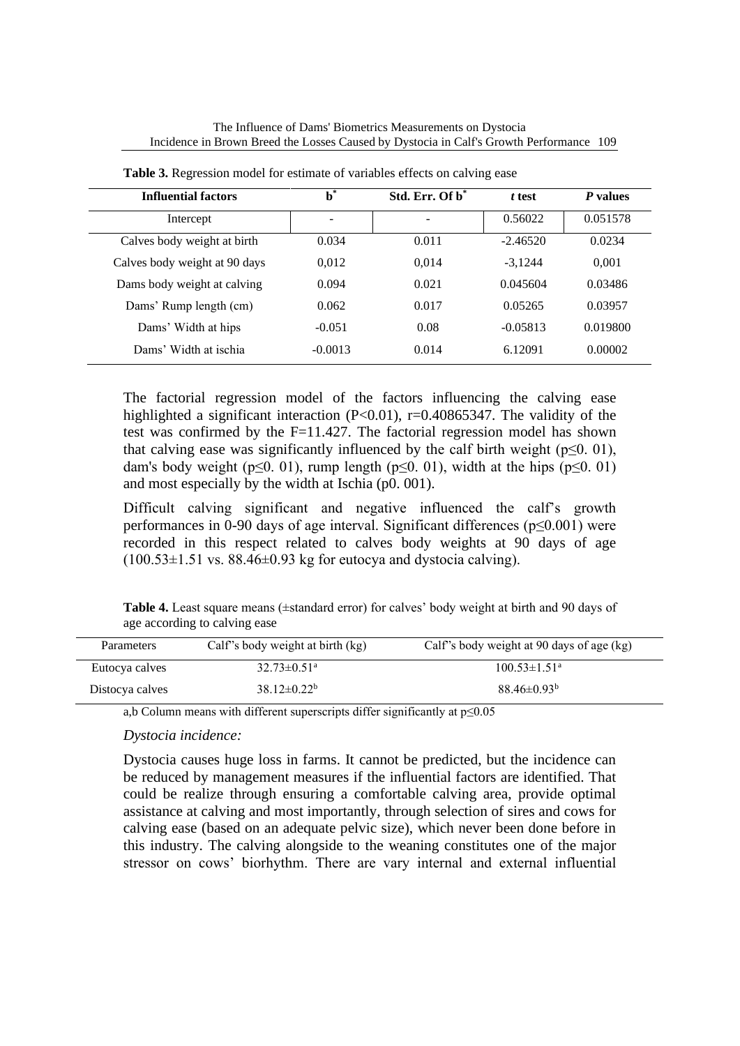**Table 3.** Regression model for estimate of variables effects on calving ease

| Influential factors | $b^*$ | Std. Err. Of $b^*$ | *t* test | *P* values |
|---|---|---|---|---|
| Intercept | - | - | 0.56022 | 0.051578 |
| Calves body weight at birth | 0.034 | 0.011 | -2.46520 | 0.0234 |
| Calves body weight at 90 days | 0,012 | 0,014 | -3,1244 | 0,001 |
| Dams body weight at calving | 0.094 | 0.021 | 0.045604 | 0.03486 |
| Dams' Rump length (cm) | 0.062 | 0.017 | 0.05265 | 0.03957 |
| Dams' Width at hips | -0.051 | 0.08 | -0.05813 | 0.019800 |
| Dams' Width at ischia | -0.0013 | 0.014 | 6.12091 | 0.00002 |

The factorial regression model of the factors influencing the calving ease highlighted a significant interaction ($P<0.01$), r=0.40865347. The validity of the test was confirmed by the F=11.427. The factorial regression model has shown that calving ease was significantly influenced by the calf birth weight ($p\leq0.01$), dam's body weight ($p\leq0.01$), rump length ($p\leq0.01$), width at the hips ($p\leq0.01$) and most especially by the width at Ischia (p0. 001).

Difficult calving significant and negative influenced the calf's growth performances in 0-90 days of age interval. Significant differences ($p\leq0.001$) were recorded in this respect related to calves body weights at 90 days of age (100.53±1.51 vs. 88.46±0.93 kg for eutocya and dystocia calving).

**Table 4.** Least square means (±standard error) for calves' body weight at birth and 90 days of age according to calving ease

| Parameters | Calf's body weight at birth (kg) | Calf's body weight at 90 days of age (kg) |
|---|---|---|
| Eutocya calves | $32.73\pm0.51^a$ | $100.53\pm1.51^a$ |
| Distocya calves | $38.12\pm0.22^b$ | $88.46\pm0.93^b$ |

a,b Column means with different superscripts differ significantly at $p\leq0.05$

*Dystocia incidence:*

Dystocia causes huge loss in farms. It cannot be predicted, but the incidence can be reduced by management measures if the influential factors are identified. That could be realize through ensuring a comfortable calving area, provide optimal assistance at calving and most importantly, through selection of sires and cows for calving ease (based on an adequate pelvic size), which never been done before in this industry. The calving alongside to the weaning constitutes one of the major stressor on cows' biorhythm. There are vary internal and external influential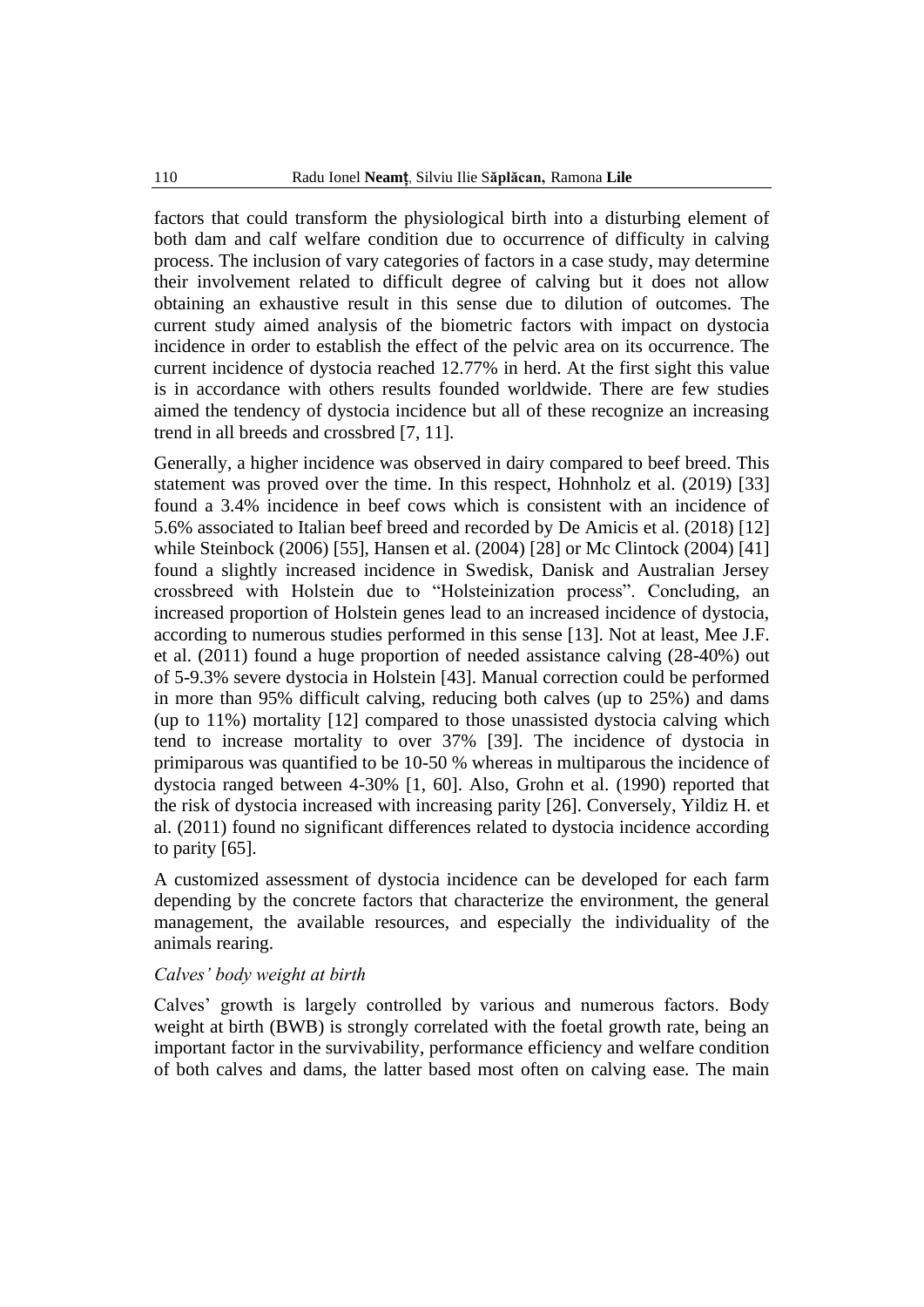factors that could transform the physiological birth into a disturbing element of both dam and calf welfare condition due to occurrence of difficulty in calving process. The inclusion of vary categories of factors in a case study, may determine their involvement related to difficult degree of calving but it does not allow obtaining an exhaustive result in this sense due to dilution of outcomes. The current study aimed analysis of the biometric factors with impact on dystocia incidence in order to establish the effect of the pelvic area on its occurrence. The current incidence of dystocia reached 12.77% in herd. At the first sight this value is in accordance with others results founded worldwide. There are few studies aimed the tendency of dystocia incidence but all of these recognize an increasing trend in all breeds and crossbred [7, 11].

Generally, a higher incidence was observed in dairy compared to beef breed. This statement was proved over the time. In this respect, Hohnholz et al. (2019) [33] found a 3.4% incidence in beef cows which is consistent with an incidence of 5.6% associated to Italian beef breed and recorded by De Amicis et al. (2018) [12] while Steinbock (2006) [55], Hansen et al. (2004) [28] or Mc Clintock (2004) [41] found a slightly increased incidence in Swedisk, Danisk and Australian Jersey crossbreed with Holstein due to "Holsteinization process". Concluding, an increased proportion of Holstein genes lead to an increased incidence of dystocia, according to numerous studies performed in this sense [13]. Not at least, Mee J.F. et al. (2011) found a huge proportion of needed assistance calving (28-40%) out of 5-9.3% severe dystocia in Holstein [43]. Manual correction could be performed in more than 95% difficult calving, reducing both calves (up to 25%) and dams (up to 11%) mortality [12] compared to those unassisted dystocia calving which tend to increase mortality to over 37% [39]. The incidence of dystocia in primiparous was quantified to be 10-50 % whereas in multiparous the incidence of dystocia ranged between 4-30% [1, 60]. Also, Grohn et al. (1990) reported that the risk of dystocia increased with increasing parity [26]. Conversely, Yildiz H. et al. (2011) found no significant differences related to dystocia incidence according to parity [65].

A customized assessment of dystocia incidence can be developed for each farm depending by the concrete factors that characterize the environment, the general management, the available resources, and especially the individuality of the animals rearing.

*Calves' body weight at birth*

Calves' growth is largely controlled by various and numerous factors. Body weight at birth (BWB) is strongly correlated with the foetal growth rate, being an important factor in the survivability, performance efficiency and welfare condition of both calves and dams, the latter based most often on calving ease. The main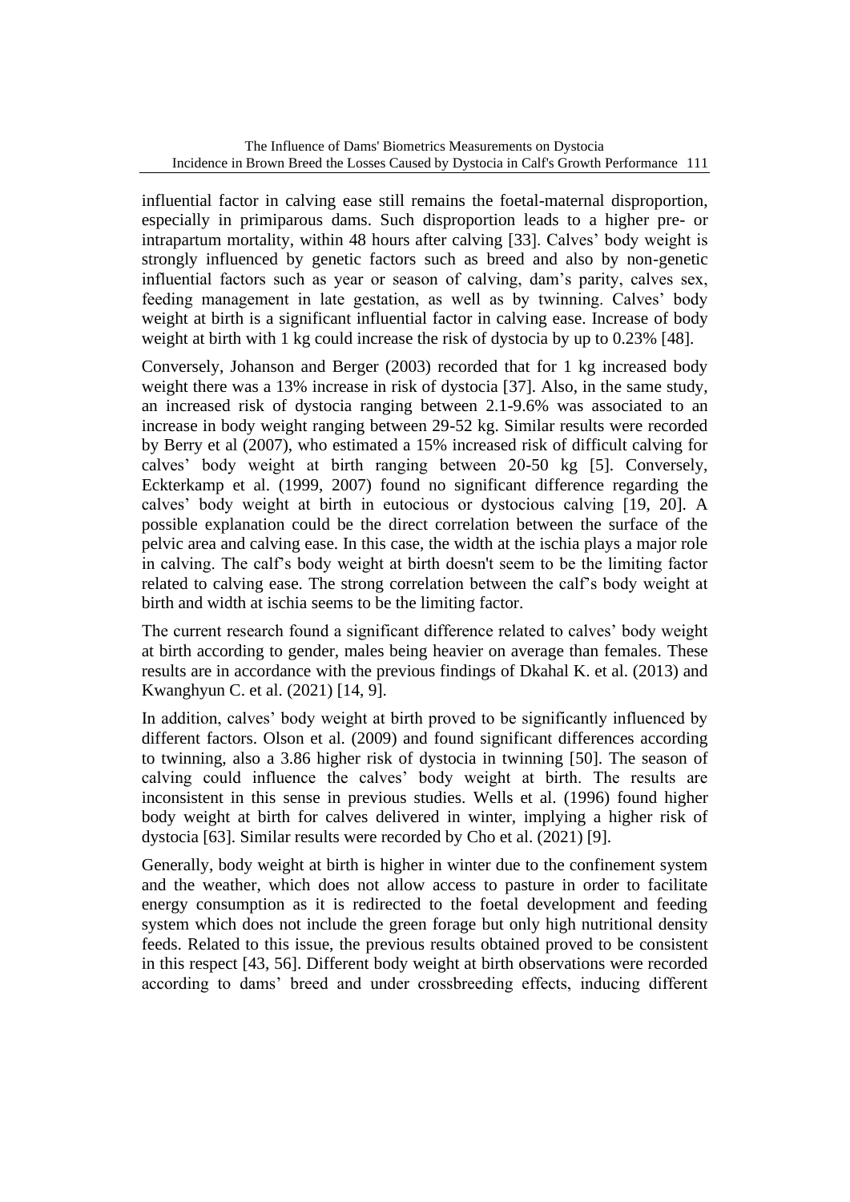influential factor in calving ease still remains the foetal-maternal disproportion, especially in primiparous dams. Such disproportion leads to a higher pre- or intrapartum mortality, within 48 hours after calving [33]. Calves' body weight is strongly influenced by genetic factors such as breed and also by non-genetic influential factors such as year or season of calving, dam's parity, calves sex, feeding management in late gestation, as well as by twinning. Calves' body weight at birth is a significant influential factor in calving ease. Increase of body weight at birth with 1 kg could increase the risk of dystocia by up to 0.23% [48].

Conversely, Johanson and Berger (2003) recorded that for 1 kg increased body weight there was a 13% increase in risk of dystocia [37]. Also, in the same study, an increased risk of dystocia ranging between 2.1-9.6% was associated to an increase in body weight ranging between 29-52 kg. Similar results were recorded by Berry et al (2007), who estimated a 15% increased risk of difficult calving for calves' body weight at birth ranging between 20-50 kg [5]. Conversely, Eckterkamp et al. (1999, 2007) found no significant difference regarding the calves' body weight at birth in eutocious or dystocious calving [19, 20]. A possible explanation could be the direct correlation between the surface of the pelvic area and calving ease. In this case, the width at the ischia plays a major role in calving. The calf's body weight at birth doesn't seem to be the limiting factor related to calving ease. The strong correlation between the calf's body weight at birth and width at ischia seems to be the limiting factor.

The current research found a significant difference related to calves' body weight at birth according to gender, males being heavier on average than females. These results are in accordance with the previous findings of Dkahal K. et al. (2013) and Kwanghyun C. et al. (2021) [14, 9].

In addition, calves' body weight at birth proved to be significantly influenced by different factors. Olson et al. (2009) and found significant differences according to twinning, also a 3.86 higher risk of dystocia in twinning [50]. The season of calving could influence the calves' body weight at birth. The results are inconsistent in this sense in previous studies. Wells et al. (1996) found higher body weight at birth for calves delivered in winter, implying a higher risk of dystocia [63]. Similar results were recorded by Cho et al. (2021) [9].

Generally, body weight at birth is higher in winter due to the confinement system and the weather, which does not allow access to pasture in order to facilitate energy consumption as it is redirected to the foetal development and feeding system which does not include the green forage but only high nutritional density feeds. Related to this issue, the previous results obtained proved to be consistent in this respect [43, 56]. Different body weight at birth observations were recorded according to dams' breed and under crossbreeding effects, inducing different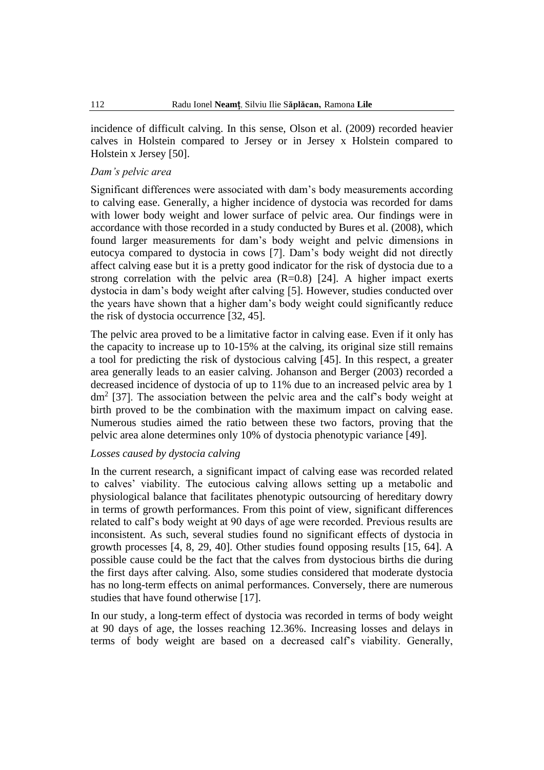incidence of difficult calving. In this sense, Olson et al. (2009) recorded heavier calves in Holstein compared to Jersey or in Jersey x Holstein compared to Holstein x Jersey [50].

*Dam's pelvic area*

Significant differences were associated with dam's body measurements according to calving ease. Generally, a higher incidence of dystocia was recorded for dams with lower body weight and lower surface of pelvic area. Our findings were in accordance with those recorded in a study conducted by Bures et al. (2008), which found larger measurements for dam's body weight and pelvic dimensions in eutocya compared to dystocia in cows [7]. Dam's body weight did not directly affect calving ease but it is a pretty good indicator for the risk of dystocia due to a strong correlation with the pelvic area (R=0.8) [24]. A higher impact exerts dystocia in dam's body weight after calving [5]. However, studies conducted over the years have shown that a higher dam's body weight could significantly reduce the risk of dystocia occurrence [32, 45].

The pelvic area proved to be a limitative factor in calving ease. Even if it only has the capacity to increase up to 10-15% at the calving, its original size still remains a tool for predicting the risk of dystocious calving [45]. In this respect, a greater area generally leads to an easier calving. Johanson and Berger (2003) recorded a decreased incidence of dystocia of up to 11% due to an increased pelvic area by 1 $dm^2$ [37]. The association between the pelvic area and the calf's body weight at birth proved to be the combination with the maximum impact on calving ease. Numerous studies aimed the ratio between these two factors, proving that the pelvic area alone determines only 10% of dystocia phenotypic variance [49].

*Losses caused by dystocia calving*

In the current research, a significant impact of calving ease was recorded related to calves' viability. The eutocious calving allows setting up a metabolic and physiological balance that facilitates phenotypic outsourcing of hereditary dowry in terms of growth performances. From this point of view, significant differences related to calf's body weight at 90 days of age were recorded. Previous results are inconsistent. As such, several studies found no significant effects of dystocia in growth processes [4, 8, 29, 40]. Other studies found opposing results [15, 64]. A possible cause could be the fact that the calves from dystocious births die during the first days after calving. Also, some studies considered that moderate dystocia has no long-term effects on animal performances. Conversely, there are numerous studies that have found otherwise [17].

In our study, a long-term effect of dystocia was recorded in terms of body weight at 90 days of age, the losses reaching 12.36%. Increasing losses and delays in terms of body weight are based on a decreased calf's viability. Generally,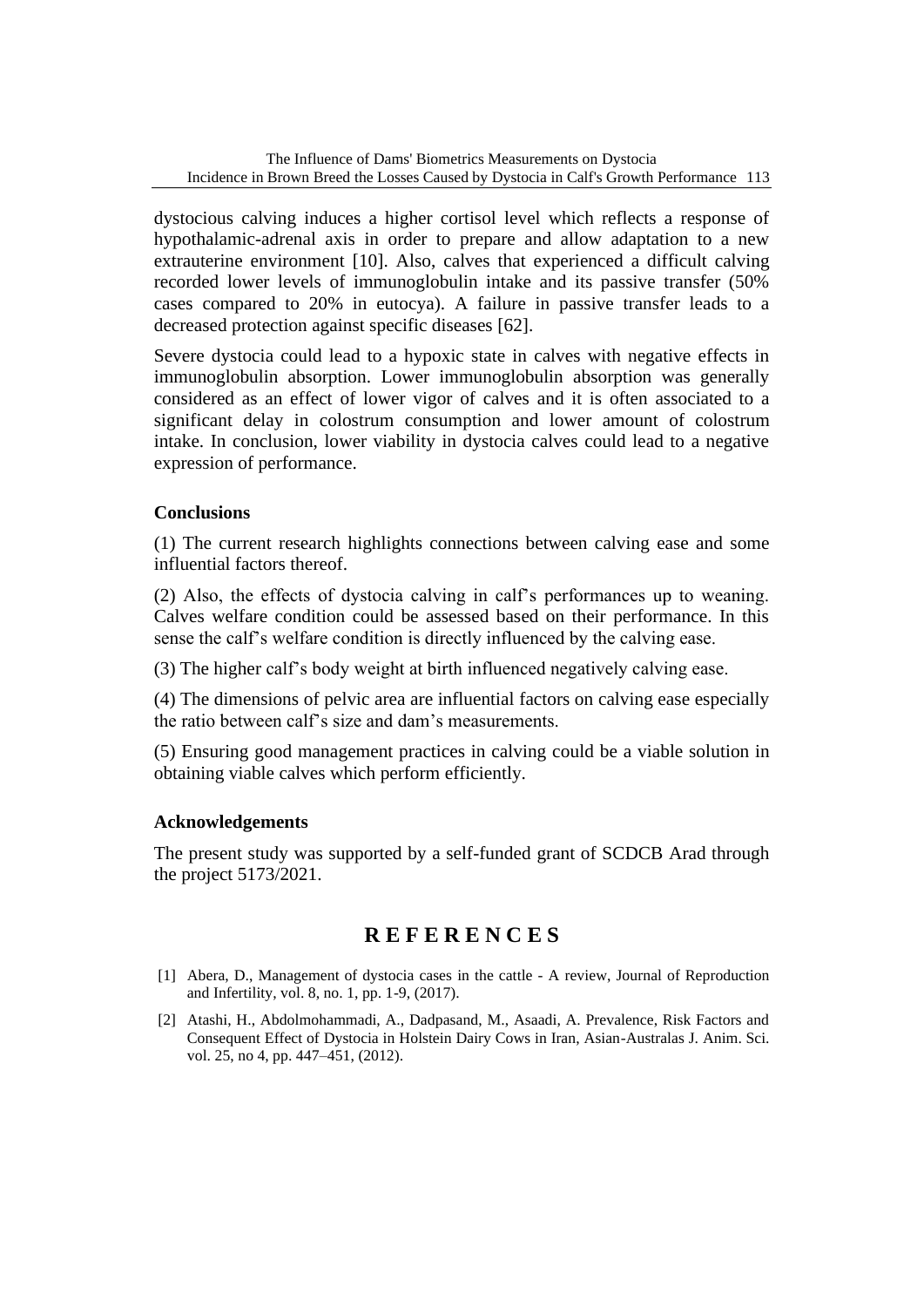dystocious calving induces a higher cortisol level which reflects a response of hypothalamic-adrenal axis in order to prepare and allow adaptation to a new extrauterine environment [10]. Also, calves that experienced a difficult calving recorded lower levels of immunoglobulin intake and its passive transfer (50% cases compared to 20% in eutocya). A failure in passive transfer leads to a decreased protection against specific diseases [62].

Severe dystocia could lead to a hypoxic state in calves with negative effects in immunoglobulin absorption. Lower immunoglobulin absorption was generally considered as an effect of lower vigor of calves and it is often associated to a significant delay in colostrum consumption and lower amount of colostrum intake. In conclusion, lower viability in dystocia calves could lead to a negative expression of performance.

## Conclusions

(1) The current research highlights connections between calving ease and some influential factors thereof.

(2) Also, the effects of dystocia calving in calf's performances up to weaning. Calves welfare condition could be assessed based on their performance. In this sense the calf's welfare condition is directly influenced by the calving ease.

(3) The higher calf's body weight at birth influenced negatively calving ease.

(4) The dimensions of pelvic area are influential factors on calving ease especially the ratio between calf's size and dam's measurements.

(5) Ensuring good management practices in calving could be a viable solution in obtaining viable calves which perform efficiently.

## Acknowledgements

The present study was supported by a self-funded grant of SCDCB Arad through the project 5173/2021.

## REFERENCES

[1] Abera, D., Management of dystocia cases in the cattle - A review, Journal of Reproduction and Infertility, vol. 8, no. 1, pp. 1-9, (2017).

[2] Atashi, H., Abdolmohammadi, A., Dadpasand, M., Asaadi, A. Prevalence, Risk Factors and Consequent Effect of Dystocia in Holstein Dairy Cows in Iran, Asian-Australas J. Anim. Sci. vol. 25, no 4, pp. 447–451, (2012).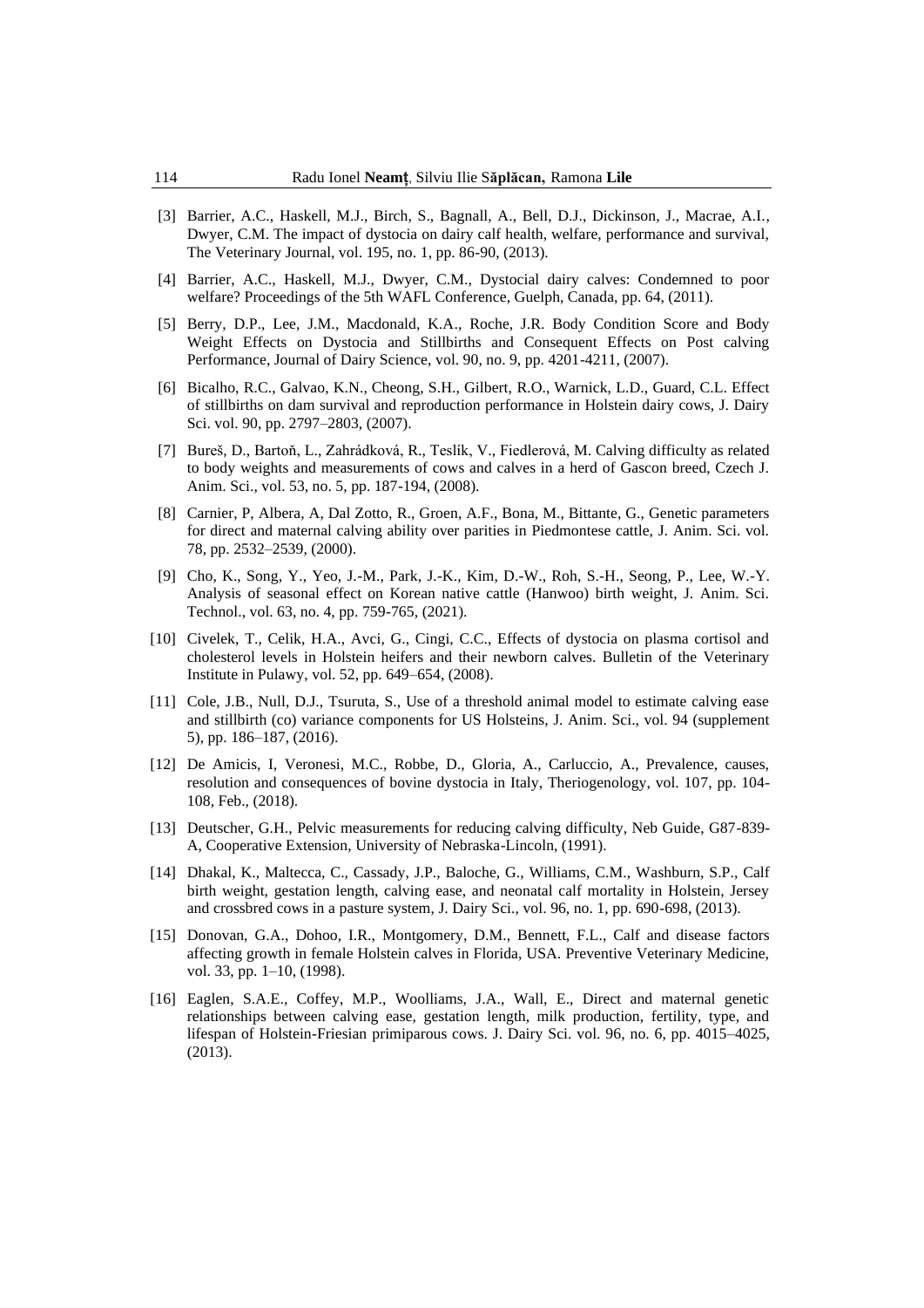[3] Barrier, A.C., Haskell, M.J., Birch, S., Bagnall, A., Bell, D.J., Dickinson, J., Macrae, A.I., Dwyer, C.M. The impact of dystocia on dairy calf health, welfare, performance and survival, The Veterinary Journal, vol. 195, no. 1, pp. 86-90, (2013).

[4] Barrier, A.C., Haskell, M.J., Dwyer, C.M., Dystocial dairy calves: Condemned to poor welfare? Proceedings of the 5th WAFL Conference, Guelph, Canada, pp. 64, (2011).

[5] Berry, D.P., Lee, J.M., Macdonald, K.A., Roche, J.R. Body Condition Score and Body Weight Effects on Dystocia and Stillbirths and Consequent Effects on Post calving Performance, Journal of Dairy Science, vol. 90, no. 9, pp. 4201-4211, (2007).

[6] Bicalho, R.C., Galvao, K.N., Cheong, S.H., Gilbert, R.O., Warnick, L.D., Guard, C.L. Effect of stillbirths on dam survival and reproduction performance in Holstein dairy cows, J. Dairy Sci. vol. 90, pp. 2797–2803, (2007).

[7] Bureš, D., Bartoň, L., Zahrádková, R., Teslík, V., Fiedlerová, M. Calving difficulty as related to body weights and measurements of cows and calves in a herd of Gascon breed, Czech J. Anim. Sci., vol. 53, no. 5, pp. 187-194, (2008).

[8] Carnier, P, Albera, A, Dal Zotto, R., Groen, A.F., Bona, M., Bittante, G., Genetic parameters for direct and maternal calving ability over parities in Piedmontese cattle, J. Anim. Sci. vol. 78, pp. 2532–2539, (2000).

[9] Cho, K., Song, Y., Yeo, J.-M., Park, J.-K., Kim, D.-W., Roh, S.-H., Seong, P., Lee, W.-Y. Analysis of seasonal effect on Korean native cattle (Hanwoo) birth weight, J. Anim. Sci. Technol., vol. 63, no. 4, pp. 759-765, (2021).

[10] Civelek, T., Celik, H.A., Avci, G., Cingi, C.C., Effects of dystocia on plasma cortisol and cholesterol levels in Holstein heifers and their newborn calves. Bulletin of the Veterinary Institute in Pulawy, vol. 52, pp. 649–654, (2008).

[11] Cole, J.B., Null, D.J., Tsuruta, S., Use of a threshold animal model to estimate calving ease and stillbirth (co) variance components for US Holsteins, J. Anim. Sci., vol. 94 (supplement 5), pp. 186–187, (2016).

[12] De Amicis, I, Veronesi, M.C., Robbe, D., Gloria, A., Carluccio, A., Prevalence, causes, resolution and consequences of bovine dystocia in Italy, Theriogenology, vol. 107, pp. 104-108, Feb., (2018).

[13] Deutscher, G.H., Pelvic measurements for reducing calving difficulty, Neb Guide, G87-839-A, Cooperative Extension, University of Nebraska-Lincoln, (1991).

[14] Dhakal, K., Maltecca, C., Cassady, J.P., Baloche, G., Williams, C.M., Washburn, S.P., Calf birth weight, gestation length, calving ease, and neonatal calf mortality in Holstein, Jersey and crossbred cows in a pasture system, J. Dairy Sci., vol. 96, no. 1, pp. 690-698, (2013).

[15] Donovan, G.A., Dohoo, I.R., Montgomery, D.M., Bennett, F.L., Calf and disease factors affecting growth in female Holstein calves in Florida, USA. Preventive Veterinary Medicine, vol. 33, pp. 1–10, (1998).

[16] Eaglen, S.A.E., Coffey, M.P., Woolliams, J.A., Wall, E., Direct and maternal genetic relationships between calving ease, gestation length, milk production, fertility, type, and lifespan of Holstein-Friesian primiparous cows. J. Dairy Sci. vol. 96, no. 6, pp. 4015–4025, (2013).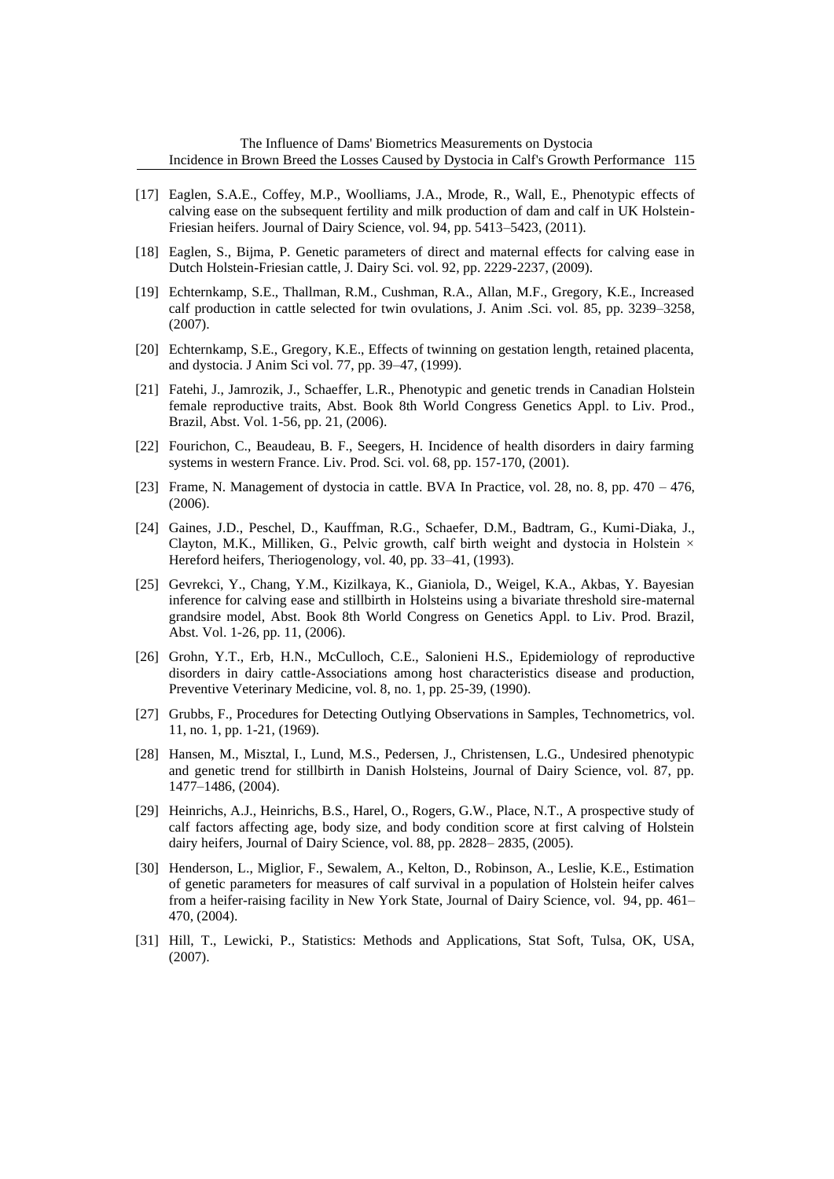[17] Eaglen, S.A.E., Coffey, M.P., Woolliams, J.A., Mrode, R., Wall, E., Phenotypic effects of calving ease on the subsequent fertility and milk production of dam and calf in UK Holstein-Friesian heifers. Journal of Dairy Science, vol. 94, pp. 5413–5423, (2011).

[18] Eaglen, S., Bijma, P. Genetic parameters of direct and maternal effects for calving ease in Dutch Holstein-Friesian cattle, J. Dairy Sci. vol. 92, pp. 2229-2237, (2009).

[19] Echternkamp, S.E., Thallman, R.M., Cushman, R.A., Allan, M.F., Gregory, K.E., Increased calf production in cattle selected for twin ovulations, J. Anim .Sci. vol. 85, pp. 3239–3258, (2007).

[20] Echternkamp, S.E., Gregory, K.E., Effects of twinning on gestation length, retained placenta, and dystocia. J Anim Sci vol. 77, pp. 39–47, (1999).

[21] Fatehi, J., Jamrozik, J., Schaeffer, L.R., Phenotypic and genetic trends in Canadian Holstein female reproductive traits, Abst. Book 8th World Congress Genetics Appl. to Liv. Prod., Brazil, Abst. Vol. 1-56, pp. 21, (2006).

[22] Fourichon, C., Beaudeau, B. F., Seegers, H. Incidence of health disorders in dairy farming systems in western France. Liv. Prod. Sci. vol. 68, pp. 157-170, (2001).

[23] Frame, N. Management of dystocia in cattle. BVA In Practice, vol. 28, no. 8, pp. 470 – 476, (2006).

[24] Gaines, J.D., Peschel, D., Kauffman, R.G., Schaefer, D.M., Badtram, G., Kumi-Diaka, J., Clayton, M.K., Milliken, G., Pelvic growth, calf birth weight and dystocia in Holstein × Hereford heifers, Theriogenology, vol. 40, pp. 33–41, (1993).

[25] Gevrekci, Y., Chang, Y.M., Kizilkaya, K., Gianiola, D., Weigel, K.A., Akbas, Y. Bayesian inference for calving ease and stillbirth in Holsteins using a bivariate threshold sire-maternal grandsire model, Abst. Book 8th World Congress on Genetics Appl. to Liv. Prod. Brazil, Abst. Vol. 1-26, pp. 11, (2006).

[26] Grohn, Y.T., Erb, H.N., McCulloch, C.E., Salonieni H.S., Epidemiology of reproductive disorders in dairy cattle-Associations among host characteristics disease and production, Preventive Veterinary Medicine, vol. 8, no. 1, pp. 25-39, (1990).

[27] Grubbs, F., Procedures for Detecting Outlying Observations in Samples, Technometrics, vol. 11, no. 1, pp. 1-21, (1969).

[28] Hansen, M., Misztal, I., Lund, M.S., Pedersen, J., Christensen, L.G., Undesired phenotypic and genetic trend for stillbirth in Danish Holsteins, Journal of Dairy Science, vol. 87, pp. 1477–1486, (2004).

[29] Heinrichs, A.J., Heinrichs, B.S., Harel, O., Rogers, G.W., Place, N.T., A prospective study of calf factors affecting age, body size, and body condition score at first calving of Holstein dairy heifers, Journal of Dairy Science, vol. 88, pp. 2828– 2835, (2005).

[30] Henderson, L., Miglior, F., Sewalem, A., Kelton, D., Robinson, A., Leslie, K.E., Estimation of genetic parameters for measures of calf survival in a population of Holstein heifer calves from a heifer-raising facility in New York State, Journal of Dairy Science, vol. 94, pp. 461–470, (2004).

[31] Hill, T., Lewicki, P., Statistics: Methods and Applications, Stat Soft, Tulsa, OK, USA, (2007).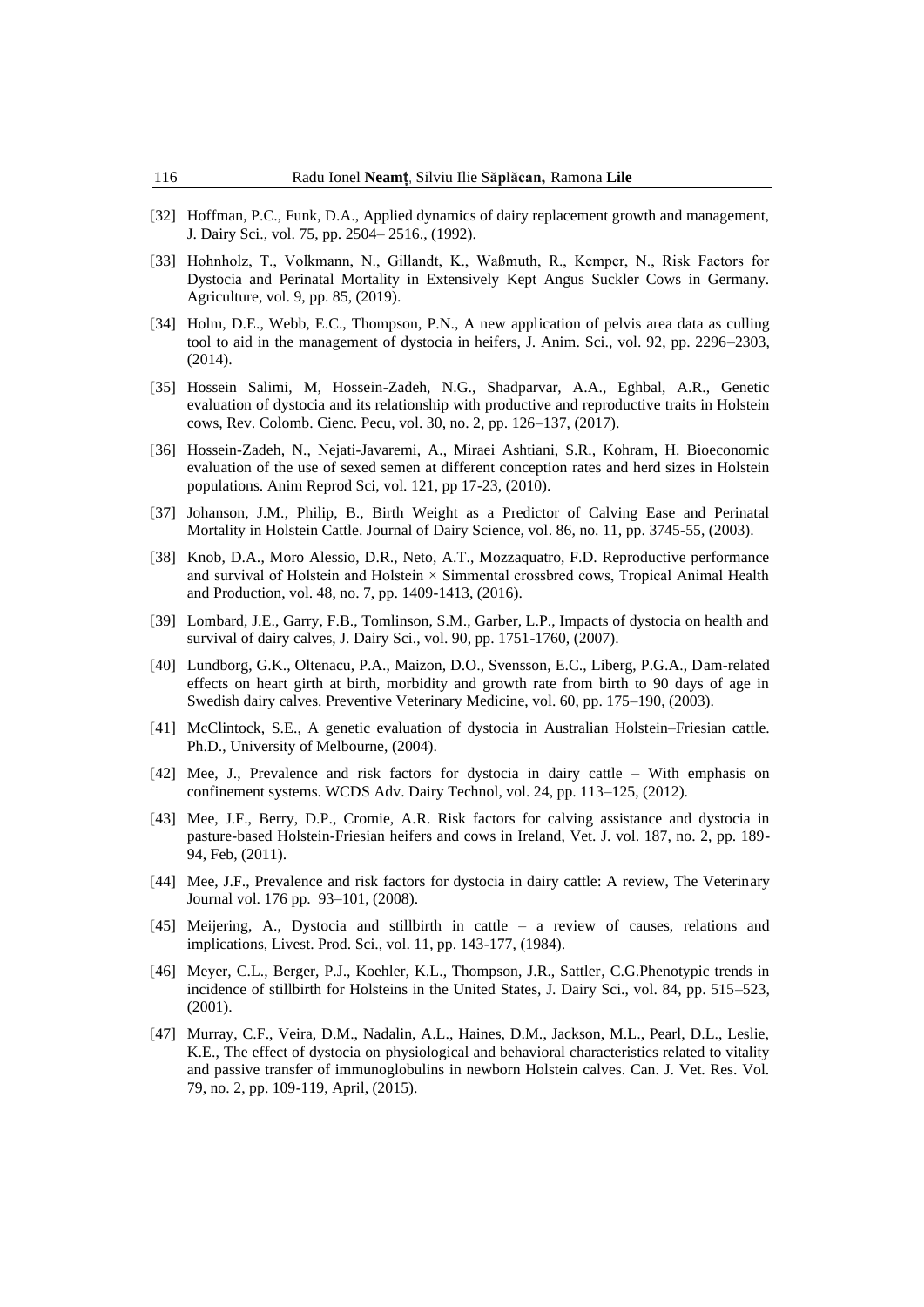[32] Hoffman, P.C., Funk, D.A., Applied dynamics of dairy replacement growth and management, J. Dairy Sci., vol. 75, pp. 2504– 2516., (1992).

[33] Hohnholz, T., Volkmann, N., Gillandt, K., Waßmuth, R., Kemper, N., Risk Factors for Dystocia and Perinatal Mortality in Extensively Kept Angus Suckler Cows in Germany. Agriculture, vol. 9, pp. 85, (2019).

[34] Holm, D.E., Webb, E.C., Thompson, P.N., A new application of pelvis area data as culling tool to aid in the management of dystocia in heifers, J. Anim. Sci., vol. 92, pp. 2296–2303, (2014).

[35] Hossein Salimi, M, Hossein-Zadeh, N.G., Shadparvar, A.A., Eghbal, A.R., Genetic evaluation of dystocia and its relationship with productive and reproductive traits in Holstein cows, Rev. Colomb. Cienc. Pecu, vol. 30, no. 2, pp. 126–137, (2017).

[36] Hossein-Zadeh, N., Nejati-Javaremi, A., Miraei Ashtiani, S.R., Kohram, H. Bioeconomic evaluation of the use of sexed semen at different conception rates and herd sizes in Holstein populations. Anim Reprod Sci, vol. 121, pp 17-23, (2010).

[37] Johanson, J.M., Philip, B., Birth Weight as a Predictor of Calving Ease and Perinatal Mortality in Holstein Cattle. Journal of Dairy Science, vol. 86, no. 11, pp. 3745-55, (2003).

[38] Knob, D.A., Moro Alessio, D.R., Neto, A.T., Mozzaquatro, F.D. Reproductive performance and survival of Holstein and Holstein × Simmental crossbred cows, Tropical Animal Health and Production, vol. 48, no. 7, pp. 1409-1413, (2016).

[39] Lombard, J.E., Garry, F.B., Tomlinson, S.M., Garber, L.P., Impacts of dystocia on health and survival of dairy calves, J. Dairy Sci., vol. 90, pp. 1751-1760, (2007).

[40] Lundborg, G.K., Oltenacu, P.A., Maizon, D.O., Svensson, E.C., Liberg, P.G.A., Dam-related effects on heart girth at birth, morbidity and growth rate from birth to 90 days of age in Swedish dairy calves. Preventive Veterinary Medicine, vol. 60, pp. 175–190, (2003).

[41] McClintock, S.E., A genetic evaluation of dystocia in Australian Holstein–Friesian cattle. Ph.D., University of Melbourne, (2004).

[42] Mee, J., Prevalence and risk factors for dystocia in dairy cattle – With emphasis on confinement systems. WCDS Adv. Dairy Technol, vol. 24, pp. 113–125, (2012).

[43] Mee, J.F., Berry, D.P., Cromie, A.R. Risk factors for calving assistance and dystocia in pasture-based Holstein-Friesian heifers and cows in Ireland, Vet. J. vol. 187, no. 2, pp. 189-94, Feb, (2011).

[44] Mee, J.F., Prevalence and risk factors for dystocia in dairy cattle: A review, The Veterinary Journal vol. 176 pp. 93–101, (2008).

[45] Meijering, A., Dystocia and stillbirth in cattle – a review of causes, relations and implications, Livest. Prod. Sci., vol. 11, pp. 143-177, (1984).

[46] Meyer, C.L., Berger, P.J., Koehler, K.L., Thompson, J.R., Sattler, C.G.Phenotypic trends in incidence of stillbirth for Holsteins in the United States, J. Dairy Sci., vol. 84, pp. 515–523, (2001).

[47] Murray, C.F., Veira, D.M., Nadalin, A.L., Haines, D.M., Jackson, M.L., Pearl, D.L., Leslie, K.E., The effect of dystocia on physiological and behavioral characteristics related to vitality and passive transfer of immunoglobulins in newborn Holstein calves. Can. J. Vet. Res. Vol. 79, no. 2, pp. 109-119, April, (2015).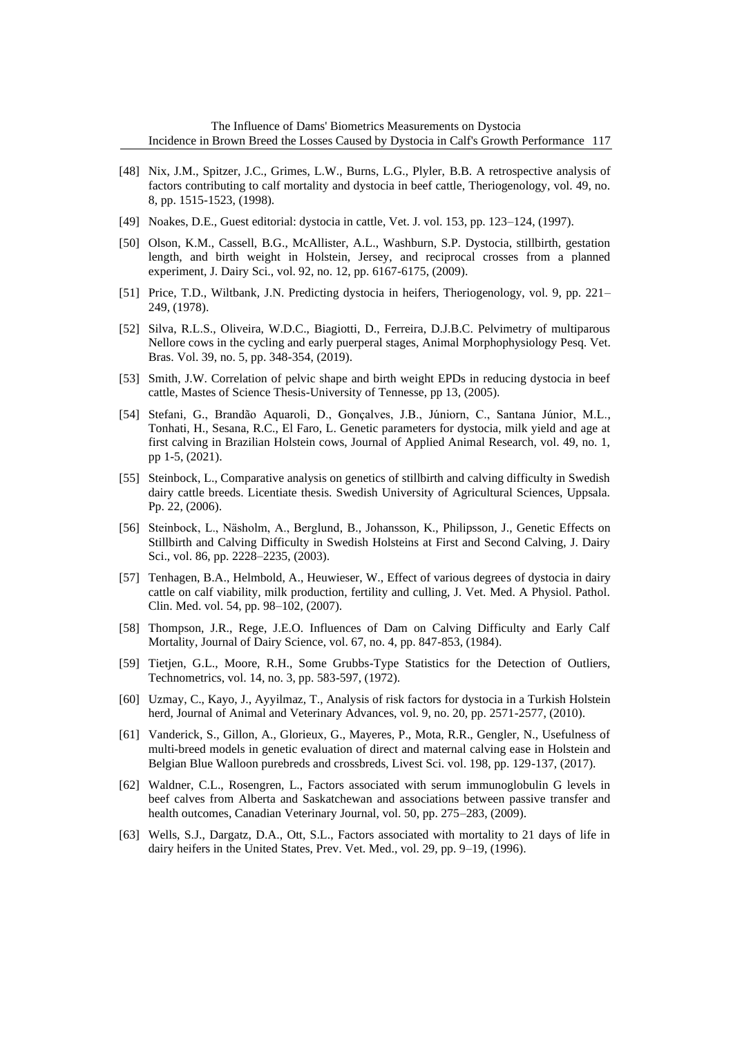[48] Nix, J.M., Spitzer, J.C., Grimes, L.W., Burns, L.G., Plyler, B.B. A retrospective analysis of factors contributing to calf mortality and dystocia in beef cattle, Theriogenology, vol. 49, no. 8, pp. 1515-1523, (1998).

[49] Noakes, D.E., Guest editorial: dystocia in cattle, Vet. J. vol. 153, pp. 123–124, (1997).

[50] Olson, K.M., Cassell, B.G., McAllister, A.L., Washburn, S.P. Dystocia, stillbirth, gestation length, and birth weight in Holstein, Jersey, and reciprocal crosses from a planned experiment, J. Dairy Sci., vol. 92, no. 12, pp. 6167-6175, (2009).

[51] Price, T.D., Wiltbank, J.N. Predicting dystocia in heifers, Theriogenology, vol. 9, pp. 221–249, (1978).

[52] Silva, R.L.S., Oliveira, W.D.C., Biagiotti, D., Ferreira, D.J.B.C. Pelvimetry of multiparous Nellore cows in the cycling and early puerperal stages, Animal Morphophysiology Pesq. Vet. Bras. Vol. 39, no. 5, pp. 348-354, (2019).

[53] Smith, J.W. Correlation of pelvic shape and birth weight EPDs in reducing dystocia in beef cattle, Mastes of Science Thesis-University of Tennesse, pp 13, (2005).

[54] Stefani, G., Brandão Aquaroli, D., Gonçalves, J.B., Júniorn, C., Santana Júnior, M.L., Tonhati, H., Sesana, R.C., El Faro, L. Genetic parameters for dystocia, milk yield and age at first calving in Brazilian Holstein cows, Journal of Applied Animal Research, vol. 49, no. 1, pp 1-5, (2021).

[55] Steinbock, L., Comparative analysis on genetics of stillbirth and calving difficulty in Swedish dairy cattle breeds. Licentiate thesis. Swedish University of Agricultural Sciences, Uppsala. Pp. 22, (2006).

[56] Steinbock, L., Näsholm, A., Berglund, B., Johansson, K., Philipsson, J., Genetic Effects on Stillbirth and Calving Difficulty in Swedish Holsteins at First and Second Calving, J. Dairy Sci., vol. 86, pp. 2228–2235, (2003).

[57] Tenhagen, B.A., Helmbold, A., Heuwieser, W., Effect of various degrees of dystocia in dairy cattle on calf viability, milk production, fertility and culling, J. Vet. Med. A Physiol. Pathol. Clin. Med. vol. 54, pp. 98–102, (2007).

[58] Thompson, J.R., Rege, J.E.O. Influences of Dam on Calving Difficulty and Early Calf Mortality, Journal of Dairy Science, vol. 67, no. 4, pp. 847-853, (1984).

[59] Tietjen, G.L., Moore, R.H., Some Grubbs-Type Statistics for the Detection of Outliers, Technometrics, vol. 14, no. 3, pp. 583-597, (1972).

[60] Uzmay, C., Kayo, J., Ayyilmaz, T., Analysis of risk factors for dystocia in a Turkish Holstein herd, Journal of Animal and Veterinary Advances, vol. 9, no. 20, pp. 2571-2577, (2010).

[61] Vanderick, S., Gillon, A., Glorieux, G., Mayeres, P., Mota, R.R., Gengler, N., Usefulness of multi-breed models in genetic evaluation of direct and maternal calving ease in Holstein and Belgian Blue Walloon purebreds and crossbreds, Livest Sci. vol. 198, pp. 129-137, (2017).

[62] Waldner, C.L., Rosengren, L., Factors associated with serum immunoglobulin G levels in beef calves from Alberta and Saskatchewan and associations between passive transfer and health outcomes, Canadian Veterinary Journal, vol. 50, pp. 275–283, (2009).

[63] Wells, S.J., Dargatz, D.A., Ott, S.L., Factors associated with mortality to 21 days of life in dairy heifers in the United States, Prev. Vet. Med., vol. 29, pp. 9–19, (1996).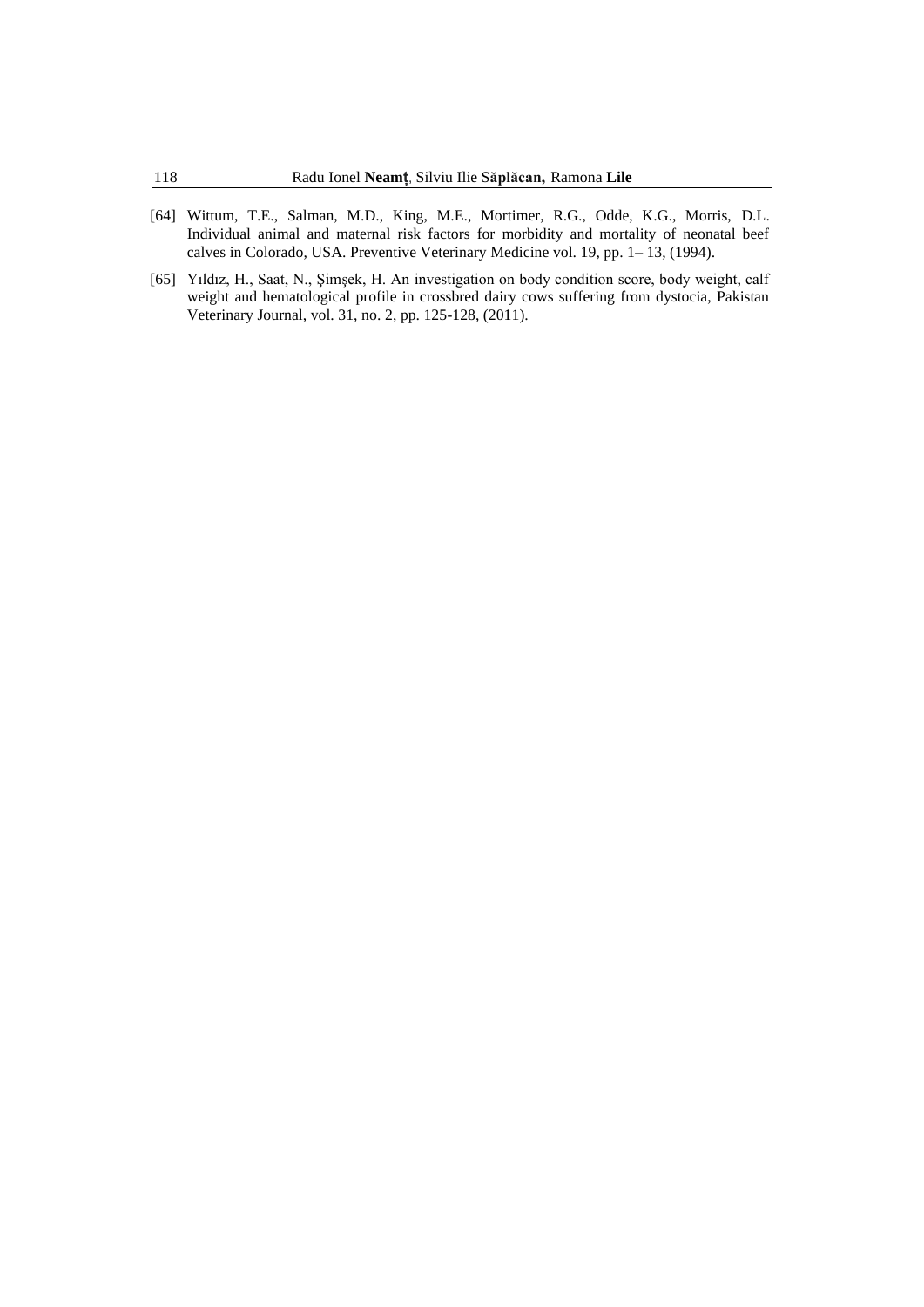[64] Wittum, T.E., Salman, M.D., King, M.E., Mortimer, R.G., Odde, K.G., Morris, D.L. Individual animal and maternal risk factors for morbidity and mortality of neonatal beef calves in Colorado, USA. Preventive Veterinary Medicine vol. 19, pp. 1– 13, (1994).

[65] Yıldız, H., Saat, N., Şimşek, H. An investigation on body condition score, body weight, calf weight and hematological profile in crossbred dairy cows suffering from dystocia, Pakistan Veterinary Journal, vol. 31, no. 2, pp. 125-128, (2011).